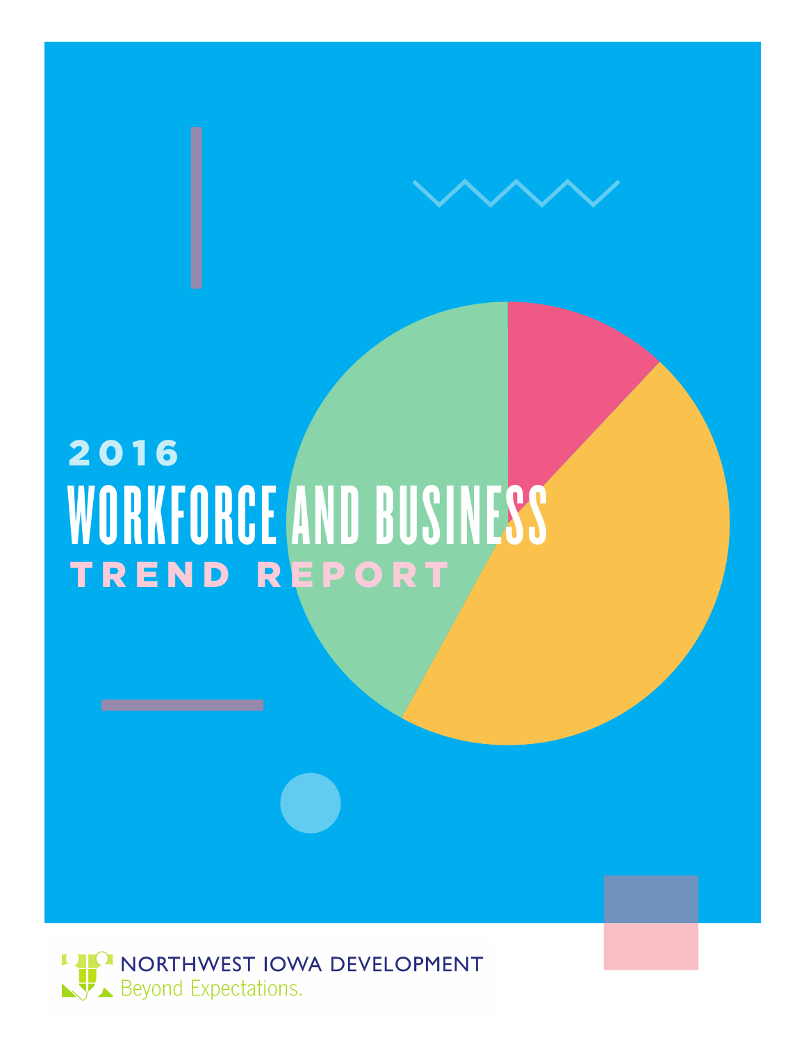**2016**

# WORKFORCE AND BUSINESS

## TREND REPORT

NORTHWEST IOWA DEVELOPMENT

Beyond Expectations.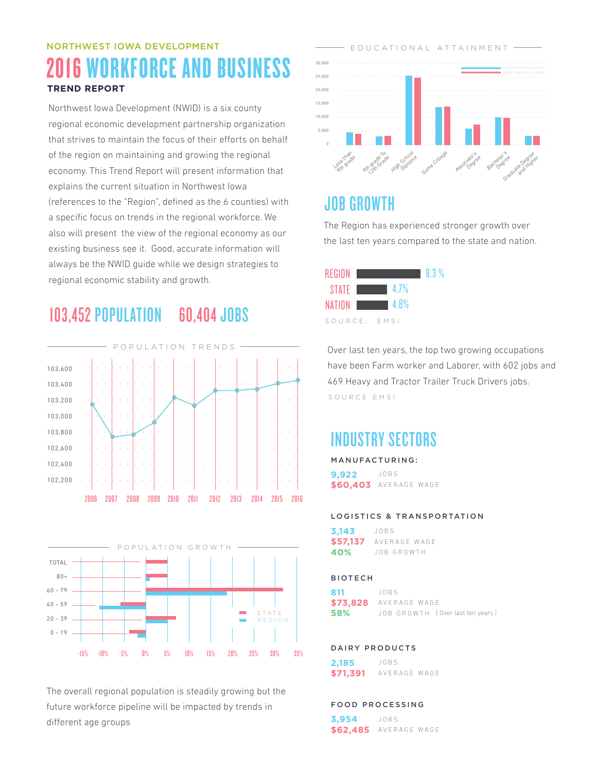NORTHWEST IOWA DEVELOPMENT

# 2016 WORKFORCE AND BUSINESS

**TREND REPORT**

Northwest Iowa Development (NWID) is a six county regional economic development partnership organization that strives to maintain the focus of their efforts on behalf of the region on maintaining and growing the regional economy. This Trend Report will present information that explains the current situation in Northwest Iowa (references to the "Region", defined as the 6 counties) with a specific focus on trends in the regional workforce. We also will present the view of the regional economy as our existing business see it. Good, accurate information will always be the NWID guide while we design strategies to regional economic stability and growth.

## 103,452 POPULATION 60,404 JOBS

POPULATION TRENDS

103,600
103,400
103,200
103,000
103,800
102,600
102,400
102,200

2006 2007 2008 2009 2010 2011 2012 2013 2014 2015 2016

POPULATION GROWTH

TOTAL
80+
60 - 79
40 - 59
20 - 39
0 - 19

-15% -10% -5% 0% 5% 10% 15% 20% 25% 30% 35%

STATE
REGION

The overall regional population is steadily growing but the future workforce pipeline will be impacted by trends in different age groups

EDUCATIONAL ATTAINMENT

30,000
25,000
20,000
15,000
10,000
5,000
0

2006 POPULATION
2016 POPULATION

Less than 9th grade, 9th grade To 12th Grade, High School Diploma, Some College, Associate's Degree, Bachelor's Degree, Graduate Degree and Higher

## JOB GROWTH

The Region has experienced stronger growth over the last ten years compared to the state and nation.

| | |
|---|---|
| REGION | 8.3 % |
| STATE | 4.7% |
| NATION | 4.8% |

SOURCE: EMSI

Over last ten years, the top two growing occupations have been Farm worker and Laborer, with 602 jobs and 469 Heavy and Tractor Trailer Truck Drivers jobs.

SOURCE EMSI

## INDUSTRY SECTORS

**MANUFACTURING:**

**9,922** JOBS
**$60,403** AVERAGE WAGE

**LOGISTICS & TRANSPORTATION**

**3,143** JOBS
**$57,137** AVERAGE WAGE
**40%** JOB GROWTH

**BIOTECH**

**811** JOBS
**$73,828** AVERAGE WAGE
**58%** JOB GROWTH (Over last ten years)

**DAIRY PRODUCTS**

**2,185** JOBS
**$71,391** AVERAGE WAGE

**FOOD PROCESSING**

**3,954** JOBS
**$62,485** AVERAGE WAGE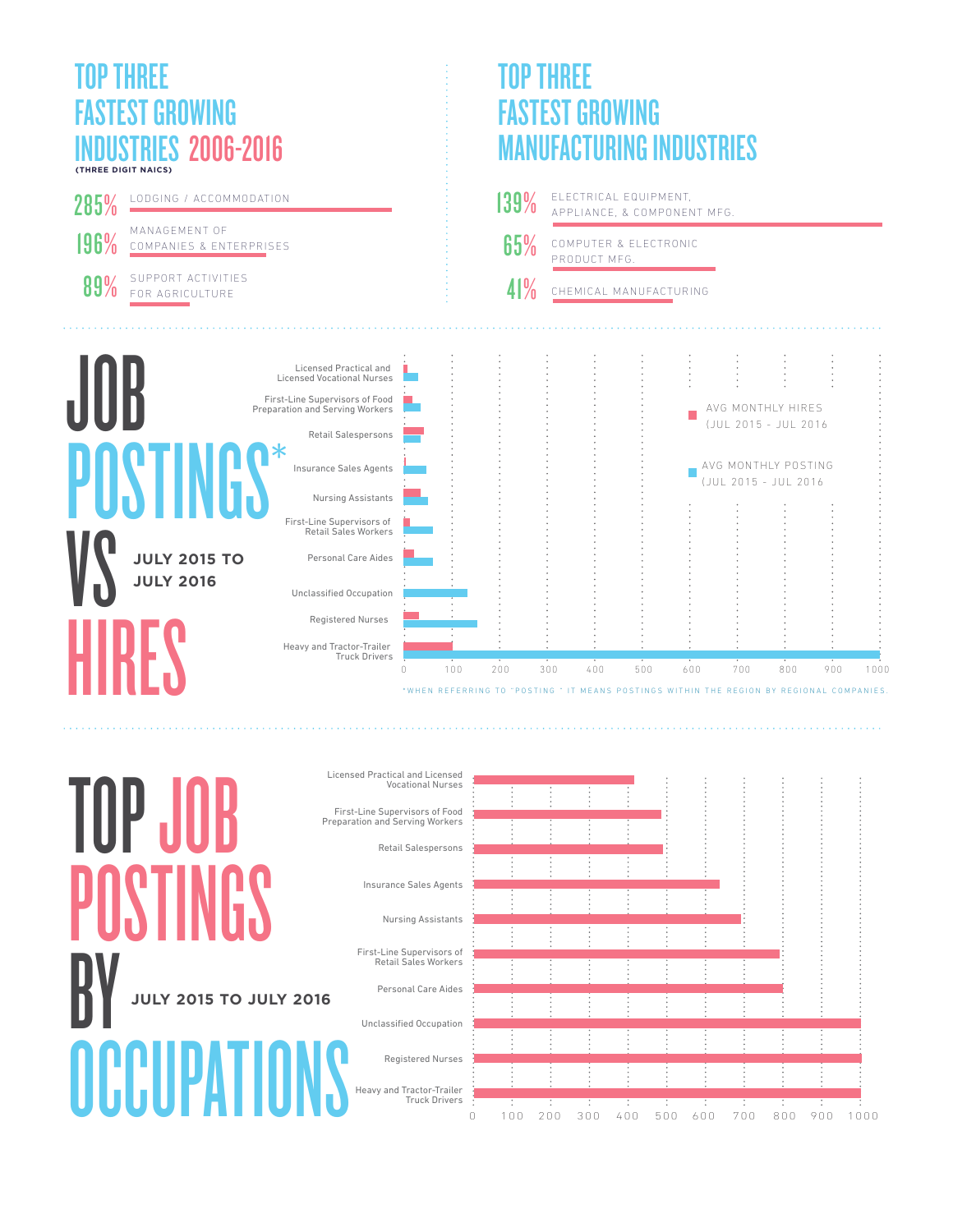## TOP THREE FASTEST GROWING INDUSTRIES 2006-2016

(THREE DIGIT NAICS)

- 285% LODGING / ACCOMMODATION
- 196% MANAGEMENT OF COMPANIES & ENTERPRISES
- 89% SUPPORT ACTIVITIES FOR AGRICULTURE

## TOP THREE FASTEST GROWING MANUFACTURING INDUSTRIES

- 139% ELECTRICAL EQUIPMENT, APPLIANCE, & COMPONENT MFG.
- 65% COMPUTER & ELECTRONIC PRODUCT MFG.
- 41% CHEMICAL MANUFACTURING

## JOB POSTINGS* VS HIRES

**JULY 2015 TO JULY 2016**

- AVG MONTHLY HIRES (JUL 2015 - JUL 2016)
- AVG MONTHLY POSTING (JUL 2015 - JUL 2016)

Licensed Practical and Licensed Vocational Nurses
First-Line Supervisors of Food Preparation and Serving Workers
Retail Salespersons
Insurance Sales Agents
Nursing Assistants
First-Line Supervisors of Retail Sales Workers
Personal Care Aides
Unclassified Occupation
Registered Nurses
Heavy and Tractor-Trailer Truck Drivers

0 100 200 300 400 500 600 700 800 900 1000

*WHEN REFERRING TO "POSTING" IT MEANS POSTINGS WITHIN THE REGION BY REGIONAL COMPANIES.

## TOP JOB POSTINGS BY OCCUPATIONS

**JULY 2015 TO JULY 2016**

Licensed Practical and Licensed Vocational Nurses
First-Line Supervisors of Food Preparation and Serving Workers
Retail Salespersons
Insurance Sales Agents
Nursing Assistants
First-Line Supervisors of Retail Sales Workers
Personal Care Aides
Unclassified Occupation
Registered Nurses
Heavy and Tractor-Trailer Truck Drivers

0 100 200 300 400 500 600 700 800 900 1000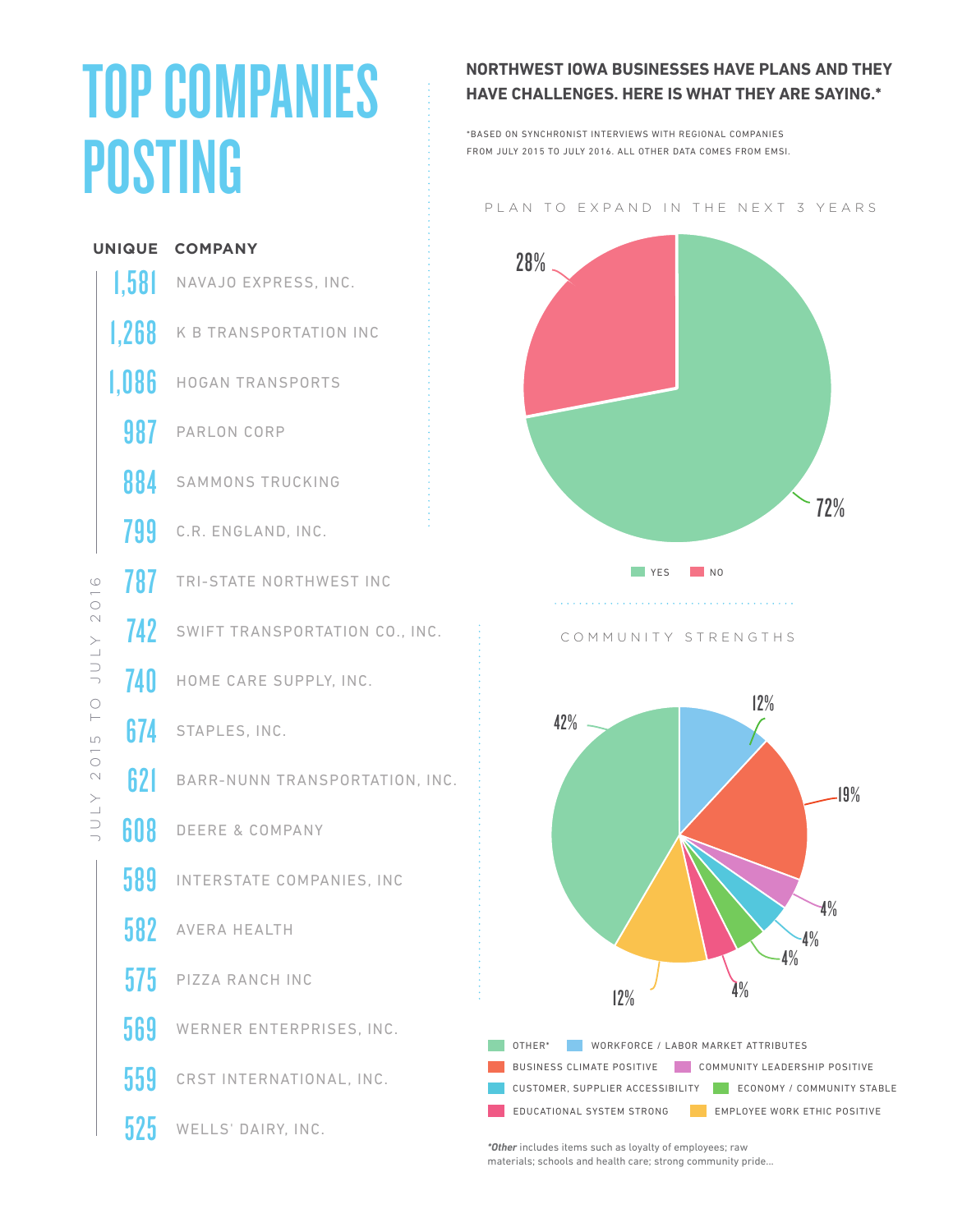# TOP COMPANIES POSTING

JULY 2015 TO JULY 2016

| UNIQUE | COMPANY |
| --- | --- |
| 1,581 | NAVAJO EXPRESS, INC. |
| 1,268 | K B TRANSPORTATION INC |
| 1,086 | HOGAN TRANSPORTS |
| 987 | PARLON CORP |
| 884 | SAMMONS TRUCKING |
| 799 | C.R. ENGLAND, INC. |
| 787 | TRI-STATE NORTHWEST INC |
| 742 | SWIFT TRANSPORTATION CO., INC. |
| 740 | HOME CARE SUPPLY, INC. |
| 674 | STAPLES, INC. |
| 621 | BARR-NUNN TRANSPORTATION, INC. |
| 608 | DEERE & COMPANY |
| 589 | INTERSTATE COMPANIES, INC |
| 582 | AVERA HEALTH |
| 575 | PIZZA RANCH INC |
| 569 | WERNER ENTERPRISES, INC. |
| 559 | CRST INTERNATIONAL, INC. |
| 525 | WELLS' DAIRY, INC. |

**NORTHWEST IOWA BUSINESSES HAVE PLANS AND THEY HAVE CHALLENGES. HERE IS WHAT THEY ARE SAYING.***

*BASED ON SYNCHRONIST INTERVIEWS WITH REGIONAL COMPANIES FROM JULY 2015 TO JULY 2016. ALL OTHER DATA COMES FROM EMSI.

## PLAN TO EXPAND IN THE NEXT 3 YEARS

| Response | Percent |
| --- | --- |
| YES | 72% |
| NO | 28% |

## COMMUNITY STRENGTHS

| Strength | Percent |
| --- | --- |
| OTHER* | 42% |
| WORKFORCE / LABOR MARKET ATTRIBUTES | 12% |
| BUSINESS CLIMATE POSITIVE | 19% |
| COMMUNITY LEADERSHIP POSITIVE | 4% |
| CUSTOMER, SUPPLIER ACCESSIBILITY | 4% |
| ECONOMY / COMMUNITY STABLE | 4% |
| EDUCATIONAL SYSTEM STRONG | 4% |
| EMPLOYEE WORK ETHIC POSITIVE | 12% |

***Other** includes items such as loyalty of employees; raw materials; schools and health care; strong community pride...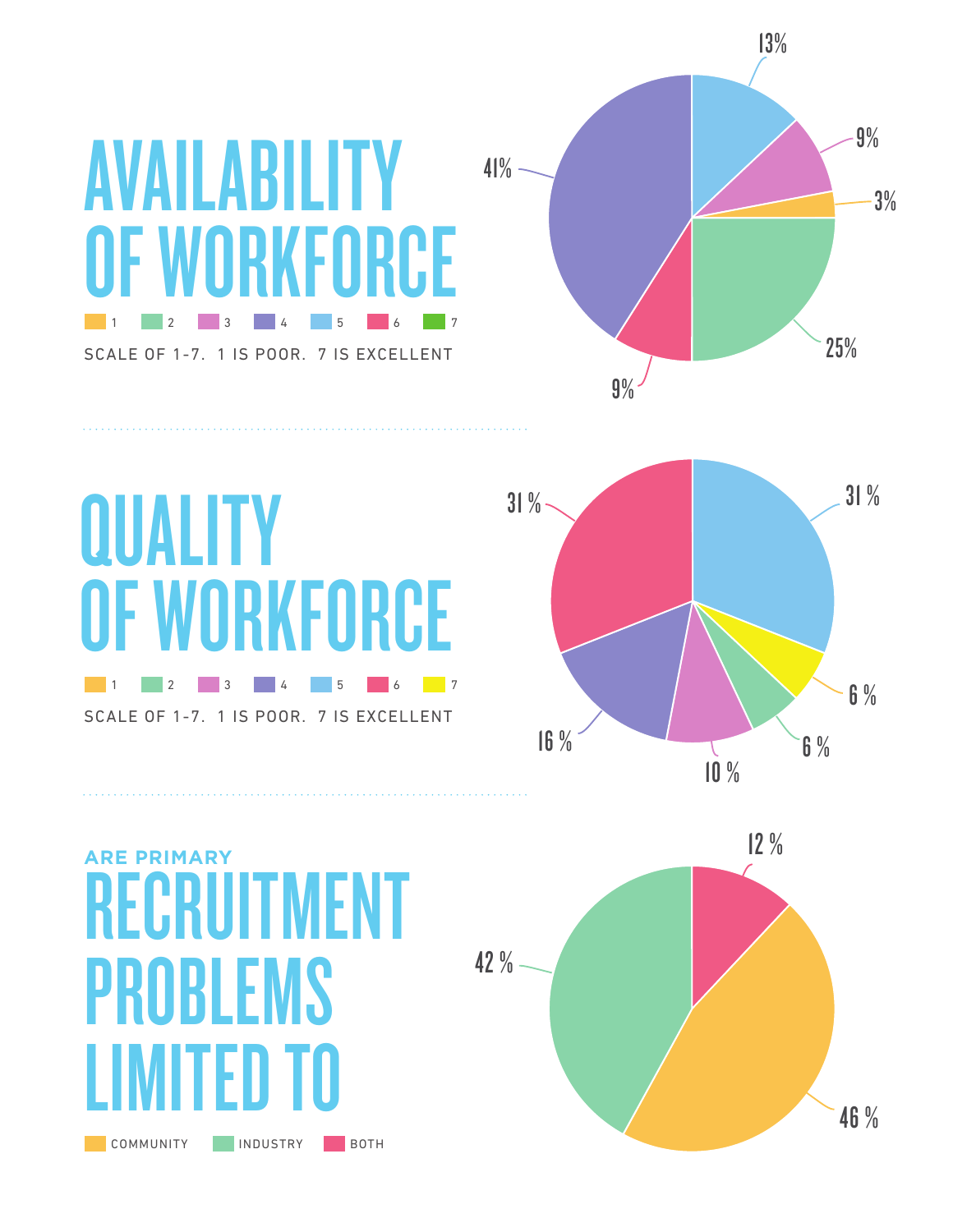# AVAILABILITY OF WORKFORCE

SCALE OF 1-7. 1 IS POOR. 7 IS EXCELLENT

| Rating | Percentage |
| --- | --- |
| 1 | 3% |
| 2 | 25% |
| 3 | 9% |
| 4 | 41% |
| 5 | 13% |
| 6 | 9% |
| 7 | |

# QUALITY OF WORKFORCE

SCALE OF 1-7. 1 IS POOR. 7 IS EXCELLENT

| Rating | Percentage |
| --- | --- |
| 1 | |
| 2 | 6 % |
| 3 | 10 % |
| 4 | 16 % |
| 5 | 31 % |
| 6 | 31 % |
| 7 | 6 % |

# ARE PRIMARY RECRUITMENT PROBLEMS LIMITED TO

| Category | Percentage |
| --- | --- |
| COMMUNITY | 46 % |
| INDUSTRY | 42 % |
| BOTH | 12 % |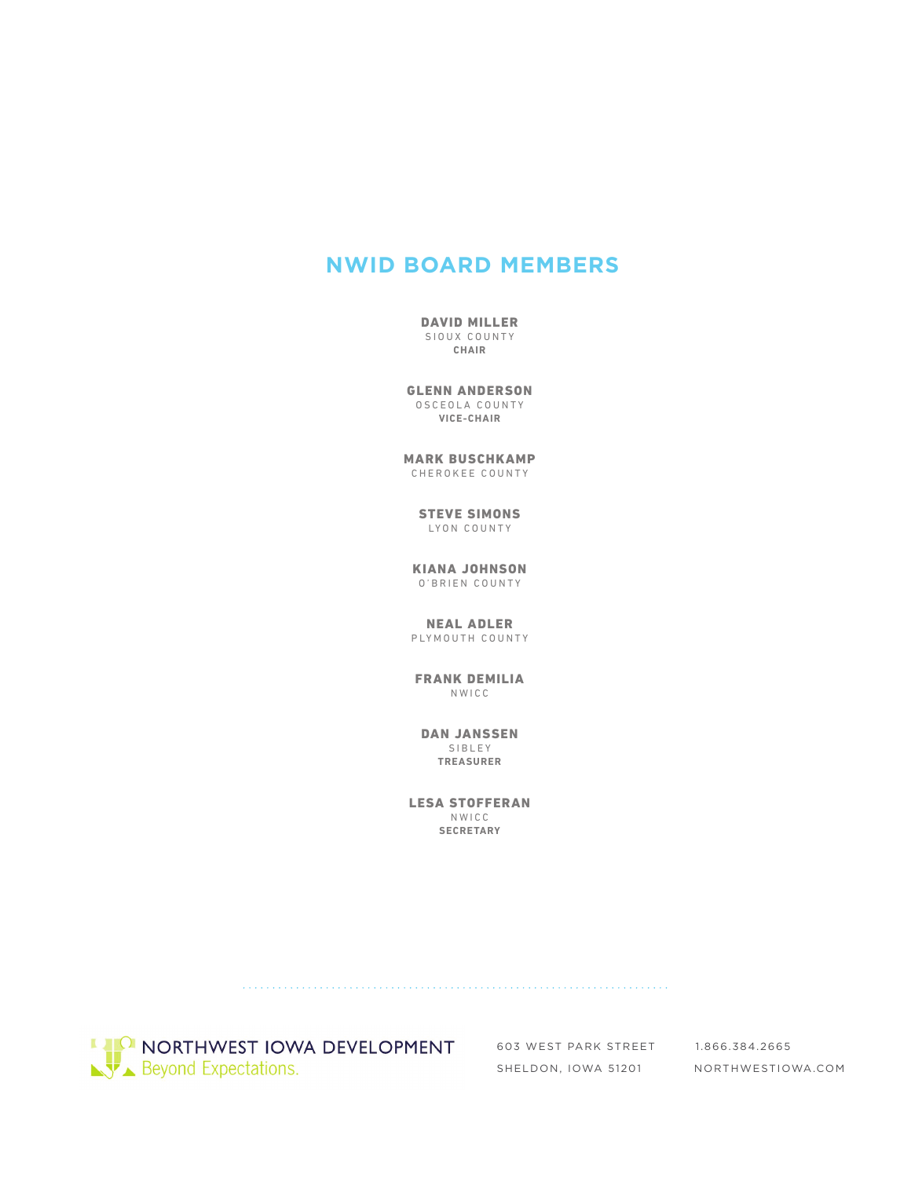## NWID BOARD MEMBERS

**DAVID MILLER**
SIOUX COUNTY
**CHAIR**

**GLENN ANDERSON**
OSCEOLA COUNTY
**VICE-CHAIR**

**MARK BUSCHKAMP**
CHEROKEE COUNTY

**STEVE SIMONS**
LYON COUNTY

**KIANA JOHNSON**
O'BRIEN COUNTY

**NEAL ADLER**
PLYMOUTH COUNTY

**FRANK DEMILIA**
NWICC

**DAN JANSSEN**
SIBLEY
**TREASURER**

**LESA STOFFERAN**
NWICC
**SECRETARY**

NORTHWEST IOWA DEVELOPMENT
Beyond Expectations.

603 WEST PARK STREET
SHELDON, IOWA 51201

1.866.384.2665
NORTHWESTIOWA.COM